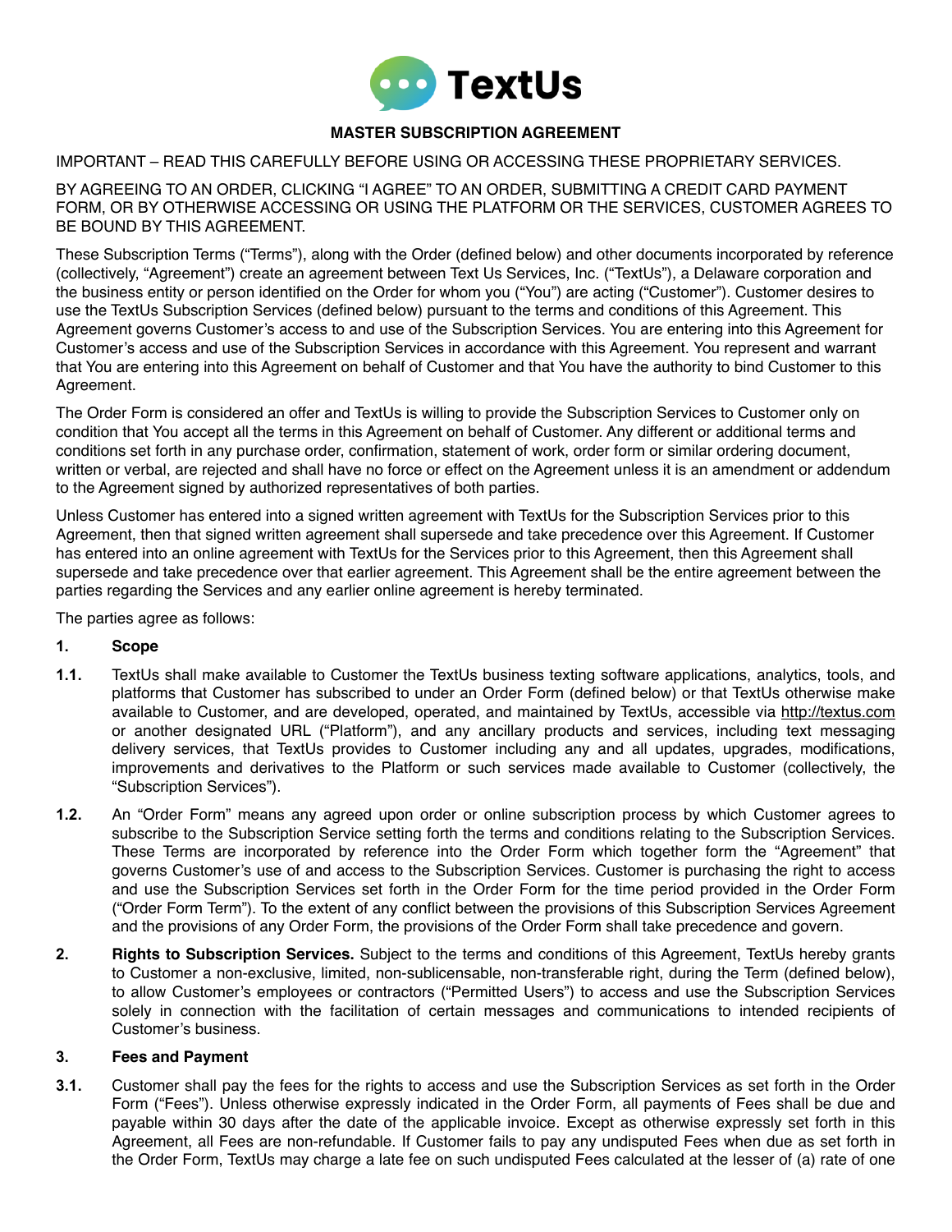TextUs

# MASTER SUBSCRIPTION AGREEMENT

IMPORTANT – READ THIS CAREFULLY BEFORE USING OR ACCESSING THESE PROPRIETARY SERVICES.

BY AGREEING TO AN ORDER, CLICKING "I AGREE" TO AN ORDER, SUBMITTING A CREDIT CARD PAYMENT FORM, OR BY OTHERWISE ACCESSING OR USING THE PLATFORM OR THE SERVICES, CUSTOMER AGREES TO BE BOUND BY THIS AGREEMENT.

These Subscription Terms ("Terms"), along with the Order (defined below) and other documents incorporated by reference (collectively, "Agreement") create an agreement between Text Us Services, Inc. ("TextUs"), a Delaware corporation and the business entity or person identified on the Order for whom you ("You") are acting ("Customer"). Customer desires to use the TextUs Subscription Services (defined below) pursuant to the terms and conditions of this Agreement. This Agreement governs Customer's access to and use of the Subscription Services. You are entering into this Agreement for Customer's access and use of the Subscription Services in accordance with this Agreement. You represent and warrant that You are entering into this Agreement on behalf of Customer and that You have the authority to bind Customer to this Agreement.

The Order Form is considered an offer and TextUs is willing to provide the Subscription Services to Customer only on condition that You accept all the terms in this Agreement on behalf of Customer. Any different or additional terms and conditions set forth in any purchase order, confirmation, statement of work, order form or similar ordering document, written or verbal, are rejected and shall have no force or effect on the Agreement unless it is an amendment or addendum to the Agreement signed by authorized representatives of both parties.

Unless Customer has entered into a signed written agreement with TextUs for the Subscription Services prior to this Agreement, then that signed written agreement shall supersede and take precedence over this Agreement. If Customer has entered into an online agreement with TextUs for the Services prior to this Agreement, then this Agreement shall supersede and take precedence over that earlier agreement. This Agreement shall be the entire agreement between the parties regarding the Services and any earlier online agreement is hereby terminated.

The parties agree as follows:

**1. Scope**

**1.1.** TextUs shall make available to Customer the TextUs business texting software applications, analytics, tools, and platforms that Customer has subscribed to under an Order Form (defined below) or that TextUs otherwise make available to Customer, and are developed, operated, and maintained by TextUs, accessible via http://textus.com or another designated URL ("Platform"), and any ancillary products and services, including text messaging delivery services, that TextUs provides to Customer including any and all updates, upgrades, modifications, improvements and derivatives to the Platform or such services made available to Customer (collectively, the "Subscription Services").

**1.2.** An "Order Form" means any agreed upon order or online subscription process by which Customer agrees to subscribe to the Subscription Service setting forth the terms and conditions relating to the Subscription Services. These Terms are incorporated by reference into the Order Form which together form the "Agreement" that governs Customer's use of and access to the Subscription Services. Customer is purchasing the right to access and use the Subscription Services set forth in the Order Form for the time period provided in the Order Form ("Order Form Term"). To the extent of any conflict between the provisions of this Subscription Services Agreement and the provisions of any Order Form, the provisions of the Order Form shall take precedence and govern.

**2. Rights to Subscription Services.** Subject to the terms and conditions of this Agreement, TextUs hereby grants to Customer a non-exclusive, limited, non-sublicensable, non-transferable right, during the Term (defined below), to allow Customer's employees or contractors ("Permitted Users") to access and use the Subscription Services solely in connection with the facilitation of certain messages and communications to intended recipients of Customer's business.

**3. Fees and Payment**

**3.1.** Customer shall pay the fees for the rights to access and use the Subscription Services as set forth in the Order Form ("Fees"). Unless otherwise expressly indicated in the Order Form, all payments of Fees shall be due and payable within 30 days after the date of the applicable invoice. Except as otherwise expressly set forth in this Agreement, all Fees are non-refundable. If Customer fails to pay any undisputed Fees when due as set forth in the Order Form, TextUs may charge a late fee on such undisputed Fees calculated at the lesser of (a) rate of one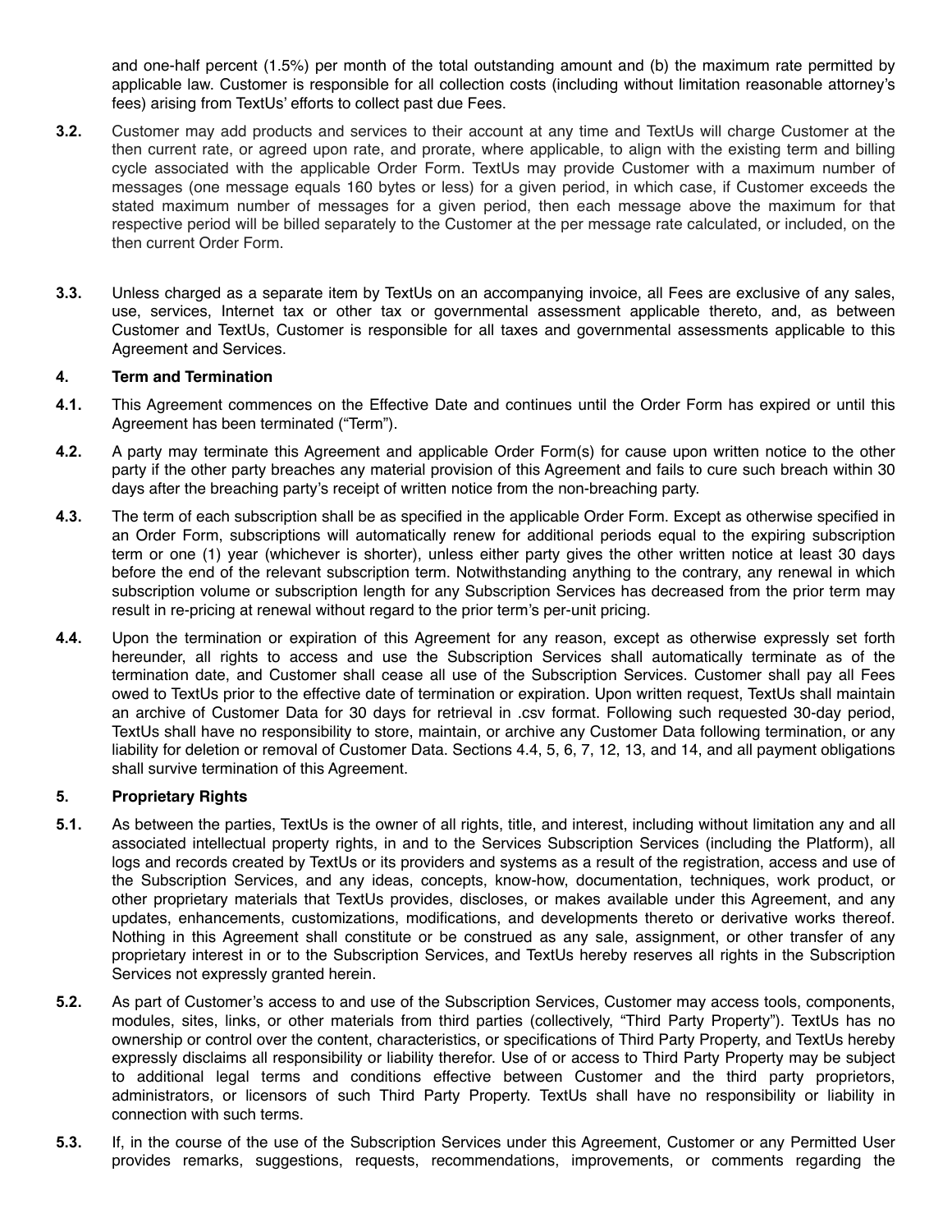and one-half percent (1.5%) per month of the total outstanding amount and (b) the maximum rate permitted by applicable law. Customer is responsible for all collection costs (including without limitation reasonable attorney's fees) arising from TextUs' efforts to collect past due Fees.

**3.2.** Customer may add products and services to their account at any time and TextUs will charge Customer at the then current rate, or agreed upon rate, and prorate, where applicable, to align with the existing term and billing cycle associated with the applicable Order Form. TextUs may provide Customer with a maximum number of messages (one message equals 160 bytes or less) for a given period, in which case, if Customer exceeds the stated maximum number of messages for a given period, then each message above the maximum for that respective period will be billed separately to the Customer at the per message rate calculated, or included, on the then current Order Form.

**3.3.** Unless charged as a separate item by TextUs on an accompanying invoice, all Fees are exclusive of any sales, use, services, Internet tax or other tax or governmental assessment applicable thereto, and, as between Customer and TextUs, Customer is responsible for all taxes and governmental assessments applicable to this Agreement and Services.

**4. Term and Termination**

**4.1.** This Agreement commences on the Effective Date and continues until the Order Form has expired or until this Agreement has been terminated ("Term").

**4.2.** A party may terminate this Agreement and applicable Order Form(s) for cause upon written notice to the other party if the other party breaches any material provision of this Agreement and fails to cure such breach within 30 days after the breaching party's receipt of written notice from the non-breaching party.

**4.3.** The term of each subscription shall be as specified in the applicable Order Form. Except as otherwise specified in an Order Form, subscriptions will automatically renew for additional periods equal to the expiring subscription term or one (1) year (whichever is shorter), unless either party gives the other written notice at least 30 days before the end of the relevant subscription term. Notwithstanding anything to the contrary, any renewal in which subscription volume or subscription length for any Subscription Services has decreased from the prior term may result in re-pricing at renewal without regard to the prior term's per-unit pricing.

**4.4.** Upon the termination or expiration of this Agreement for any reason, except as otherwise expressly set forth hereunder, all rights to access and use the Subscription Services shall automatically terminate as of the termination date, and Customer shall cease all use of the Subscription Services. Customer shall pay all Fees owed to TextUs prior to the effective date of termination or expiration. Upon written request, TextUs shall maintain an archive of Customer Data for 30 days for retrieval in .csv format. Following such requested 30-day period, TextUs shall have no responsibility to store, maintain, or archive any Customer Data following termination, or any liability for deletion or removal of Customer Data. Sections 4.4, 5, 6, 7, 12, 13, and 14, and all payment obligations shall survive termination of this Agreement.

**5. Proprietary Rights**

**5.1.** As between the parties, TextUs is the owner of all rights, title, and interest, including without limitation any and all associated intellectual property rights, in and to the Services Subscription Services (including the Platform), all logs and records created by TextUs or its providers and systems as a result of the registration, access and use of the Subscription Services, and any ideas, concepts, know-how, documentation, techniques, work product, or other proprietary materials that TextUs provides, discloses, or makes available under this Agreement, and any updates, enhancements, customizations, modifications, and developments thereto or derivative works thereof. Nothing in this Agreement shall constitute or be construed as any sale, assignment, or other transfer of any proprietary interest in or to the Subscription Services, and TextUs hereby reserves all rights in the Subscription Services not expressly granted herein.

**5.2.** As part of Customer's access to and use of the Subscription Services, Customer may access tools, components, modules, sites, links, or other materials from third parties (collectively, "Third Party Property"). TextUs has no ownership or control over the content, characteristics, or specifications of Third Party Property, and TextUs hereby expressly disclaims all responsibility or liability therefor. Use of or access to Third Party Property may be subject to additional legal terms and conditions effective between Customer and the third party proprietors, administrators, or licensors of such Third Party Property. TextUs shall have no responsibility or liability in connection with such terms.

**5.3.** If, in the course of the use of the Subscription Services under this Agreement, Customer or any Permitted User provides remarks, suggestions, requests, recommendations, improvements, or comments regarding the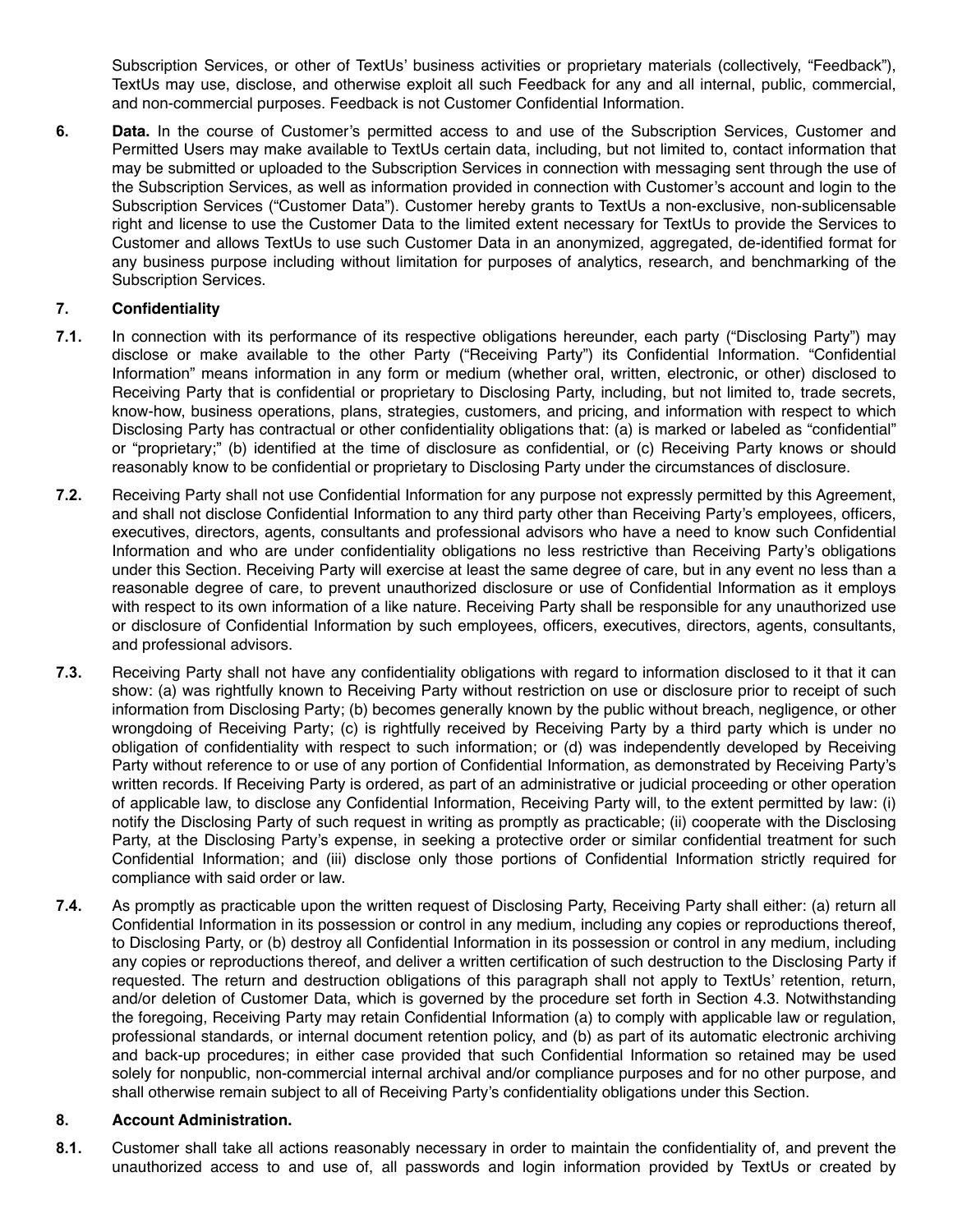Subscription Services, or other of TextUs' business activities or proprietary materials (collectively, "Feedback"), TextUs may use, disclose, and otherwise exploit all such Feedback for any and all internal, public, commercial, and non-commercial purposes. Feedback is not Customer Confidential Information.

**6. Data.** In the course of Customer's permitted access to and use of the Subscription Services, Customer and Permitted Users may make available to TextUs certain data, including, but not limited to, contact information that may be submitted or uploaded to the Subscription Services in connection with messaging sent through the use of the Subscription Services, as well as information provided in connection with Customer's account and login to the Subscription Services ("Customer Data"). Customer hereby grants to TextUs a non-exclusive, non-sublicensable right and license to use the Customer Data to the limited extent necessary for TextUs to provide the Services to Customer and allows TextUs to use such Customer Data in an anonymized, aggregated, de-identified format for any business purpose including without limitation for purposes of analytics, research, and benchmarking of the Subscription Services.

**7. Confidentiality**

**7.1.** In connection with its performance of its respective obligations hereunder, each party ("Disclosing Party") may disclose or make available to the other Party ("Receiving Party") its Confidential Information. "Confidential Information" means information in any form or medium (whether oral, written, electronic, or other) disclosed to Receiving Party that is confidential or proprietary to Disclosing Party, including, but not limited to, trade secrets, know-how, business operations, plans, strategies, customers, and pricing, and information with respect to which Disclosing Party has contractual or other confidentiality obligations that: (a) is marked or labeled as "confidential" or "proprietary;" (b) identified at the time of disclosure as confidential, or (c) Receiving Party knows or should reasonably know to be confidential or proprietary to Disclosing Party under the circumstances of disclosure.

**7.2.** Receiving Party shall not use Confidential Information for any purpose not expressly permitted by this Agreement, and shall not disclose Confidential Information to any third party other than Receiving Party's employees, officers, executives, directors, agents, consultants and professional advisors who have a need to know such Confidential Information and who are under confidentiality obligations no less restrictive than Receiving Party's obligations under this Section. Receiving Party will exercise at least the same degree of care, but in any event no less than a reasonable degree of care, to prevent unauthorized disclosure or use of Confidential Information as it employs with respect to its own information of a like nature. Receiving Party shall be responsible for any unauthorized use or disclosure of Confidential Information by such employees, officers, executives, directors, agents, consultants, and professional advisors.

**7.3.** Receiving Party shall not have any confidentiality obligations with regard to information disclosed to it that it can show: (a) was rightfully known to Receiving Party without restriction on use or disclosure prior to receipt of such information from Disclosing Party; (b) becomes generally known by the public without breach, negligence, or other wrongdoing of Receiving Party; (c) is rightfully received by Receiving Party by a third party which is under no obligation of confidentiality with respect to such information; or (d) was independently developed by Receiving Party without reference to or use of any portion of Confidential Information, as demonstrated by Receiving Party's written records. If Receiving Party is ordered, as part of an administrative or judicial proceeding or other operation of applicable law, to disclose any Confidential Information, Receiving Party will, to the extent permitted by law: (i) notify the Disclosing Party of such request in writing as promptly as practicable; (ii) cooperate with the Disclosing Party, at the Disclosing Party's expense, in seeking a protective order or similar confidential treatment for such Confidential Information; and (iii) disclose only those portions of Confidential Information strictly required for compliance with said order or law.

**7.4.** As promptly as practicable upon the written request of Disclosing Party, Receiving Party shall either: (a) return all Confidential Information in its possession or control in any medium, including any copies or reproductions thereof, to Disclosing Party, or (b) destroy all Confidential Information in its possession or control in any medium, including any copies or reproductions thereof, and deliver a written certification of such destruction to the Disclosing Party if requested. The return and destruction obligations of this paragraph shall not apply to TextUs' retention, return, and/or deletion of Customer Data, which is governed by the procedure set forth in Section 4.3. Notwithstanding the foregoing, Receiving Party may retain Confidential Information (a) to comply with applicable law or regulation, professional standards, or internal document retention policy, and (b) as part of its automatic electronic archiving and back-up procedures; in either case provided that such Confidential Information so retained may be used solely for nonpublic, non-commercial internal archival and/or compliance purposes and for no other purpose, and shall otherwise remain subject to all of Receiving Party's confidentiality obligations under this Section.

**8. Account Administration.**

**8.1.** Customer shall take all actions reasonably necessary in order to maintain the confidentiality of, and prevent the unauthorized access to and use of, all passwords and login information provided by TextUs or created by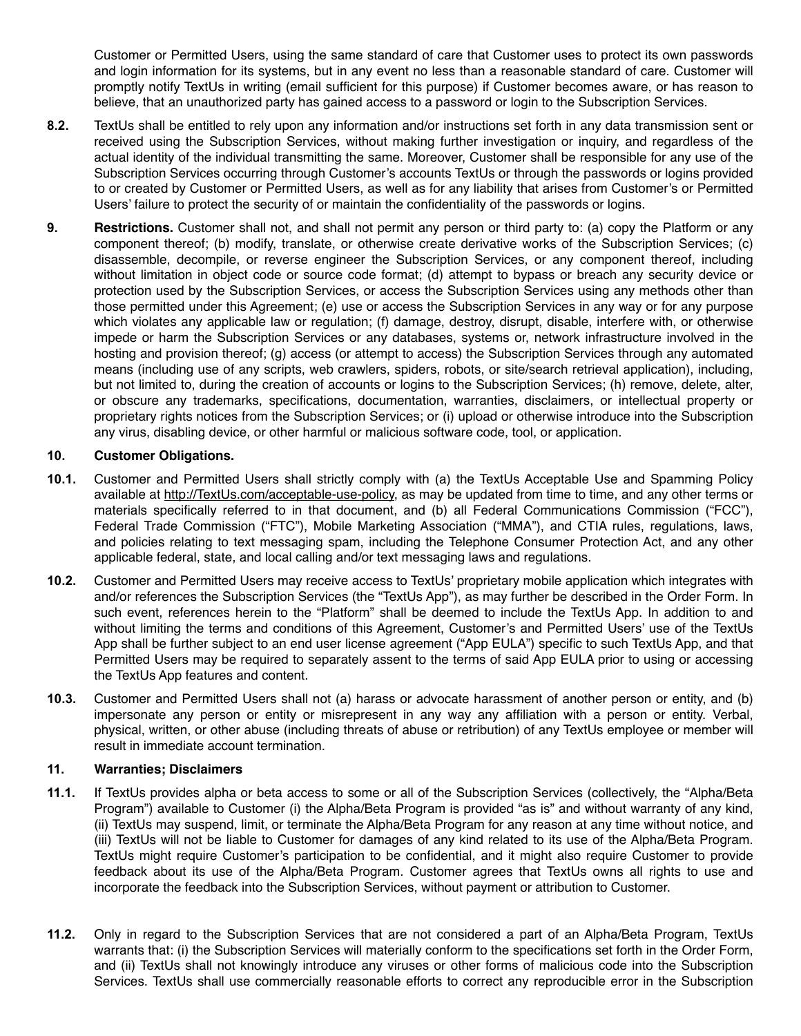Customer or Permitted Users, using the same standard of care that Customer uses to protect its own passwords and login information for its systems, but in any event no less than a reasonable standard of care. Customer will promptly notify TextUs in writing (email sufficient for this purpose) if Customer becomes aware, or has reason to believe, that an unauthorized party has gained access to a password or login to the Subscription Services.

**8.2.** TextUs shall be entitled to rely upon any information and/or instructions set forth in any data transmission sent or received using the Subscription Services, without making further investigation or inquiry, and regardless of the actual identity of the individual transmitting the same. Moreover, Customer shall be responsible for any use of the Subscription Services occurring through Customer's accounts TextUs or through the passwords or logins provided to or created by Customer or Permitted Users, as well as for any liability that arises from Customer's or Permitted Users' failure to protect the security of or maintain the confidentiality of the passwords or logins.

**9. Restrictions.** Customer shall not, and shall not permit any person or third party to: (a) copy the Platform or any component thereof; (b) modify, translate, or otherwise create derivative works of the Subscription Services; (c) disassemble, decompile, or reverse engineer the Subscription Services, or any component thereof, including without limitation in object code or source code format; (d) attempt to bypass or breach any security device or protection used by the Subscription Services, or access the Subscription Services using any methods other than those permitted under this Agreement; (e) use or access the Subscription Services in any way or for any purpose which violates any applicable law or regulation; (f) damage, destroy, disrupt, disable, interfere with, or otherwise impede or harm the Subscription Services or any databases, systems or, network infrastructure involved in the hosting and provision thereof; (g) access (or attempt to access) the Subscription Services through any automated means (including use of any scripts, web crawlers, spiders, robots, or site/search retrieval application), including, but not limited to, during the creation of accounts or logins to the Subscription Services; (h) remove, delete, alter, or obscure any trademarks, specifications, documentation, warranties, disclaimers, or intellectual property or proprietary rights notices from the Subscription Services; or (i) upload or otherwise introduce into the Subscription any virus, disabling device, or other harmful or malicious software code, tool, or application.

**10. Customer Obligations.**

**10.1.** Customer and Permitted Users shall strictly comply with (a) the TextUs Acceptable Use and Spamming Policy available at http://TextUs.com/acceptable-use-policy, as may be updated from time to time, and any other terms or materials specifically referred to in that document, and (b) all Federal Communications Commission ("FCC"), Federal Trade Commission ("FTC"), Mobile Marketing Association ("MMA"), and CTIA rules, regulations, laws, and policies relating to text messaging spam, including the Telephone Consumer Protection Act, and any other applicable federal, state, and local calling and/or text messaging laws and regulations.

**10.2.** Customer and Permitted Users may receive access to TextUs' proprietary mobile application which integrates with and/or references the Subscription Services (the "TextUs App"), as may further be described in the Order Form. In such event, references herein to the "Platform" shall be deemed to include the TextUs App. In addition to and without limiting the terms and conditions of this Agreement, Customer's and Permitted Users' use of the TextUs App shall be further subject to an end user license agreement ("App EULA") specific to such TextUs App, and that Permitted Users may be required to separately assent to the terms of said App EULA prior to using or accessing the TextUs App features and content.

**10.3.** Customer and Permitted Users shall not (a) harass or advocate harassment of another person or entity, and (b) impersonate any person or entity or misrepresent in any way any affiliation with a person or entity. Verbal, physical, written, or other abuse (including threats of abuse or retribution) of any TextUs employee or member will result in immediate account termination.

**11. Warranties; Disclaimers**

**11.1.** If TextUs provides alpha or beta access to some or all of the Subscription Services (collectively, the "Alpha/Beta Program") available to Customer (i) the Alpha/Beta Program is provided "as is" and without warranty of any kind, (ii) TextUs may suspend, limit, or terminate the Alpha/Beta Program for any reason at any time without notice, and (iii) TextUs will not be liable to Customer for damages of any kind related to its use of the Alpha/Beta Program. TextUs might require Customer's participation to be confidential, and it might also require Customer to provide feedback about its use of the Alpha/Beta Program. Customer agrees that TextUs owns all rights to use and incorporate the feedback into the Subscription Services, without payment or attribution to Customer.

**11.2.** Only in regard to the Subscription Services that are not considered a part of an Alpha/Beta Program, TextUs warrants that: (i) the Subscription Services will materially conform to the specifications set forth in the Order Form, and (ii) TextUs shall not knowingly introduce any viruses or other forms of malicious code into the Subscription Services. TextUs shall use commercially reasonable efforts to correct any reproducible error in the Subscription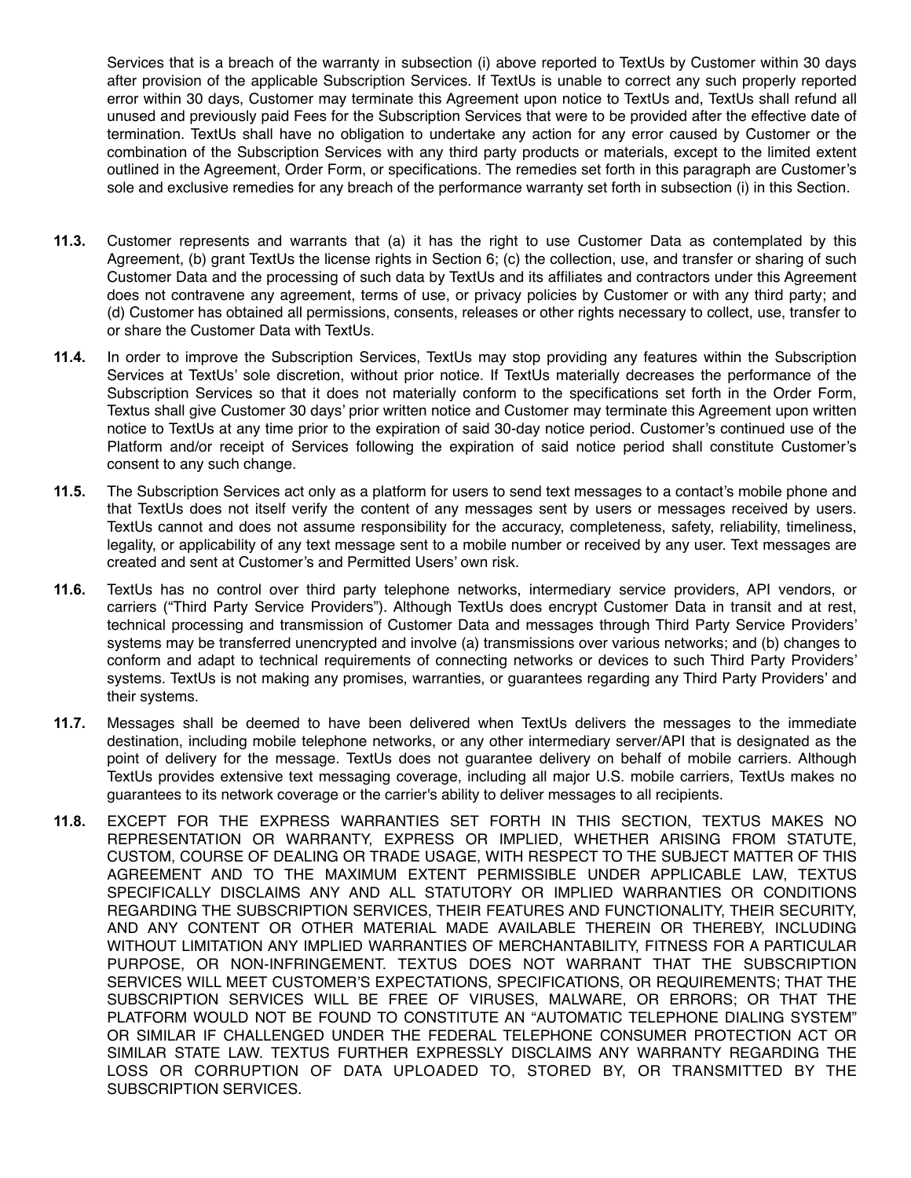Services that is a breach of the warranty in subsection (i) above reported to TextUs by Customer within 30 days after provision of the applicable Subscription Services. If TextUs is unable to correct any such properly reported error within 30 days, Customer may terminate this Agreement upon notice to TextUs and, TextUs shall refund all unused and previously paid Fees for the Subscription Services that were to be provided after the effective date of termination. TextUs shall have no obligation to undertake any action for any error caused by Customer or the combination of the Subscription Services with any third party products or materials, except to the limited extent outlined in the Agreement, Order Form, or specifications. The remedies set forth in this paragraph are Customer's sole and exclusive remedies for any breach of the performance warranty set forth in subsection (i) in this Section.

**11.3.** Customer represents and warrants that (a) it has the right to use Customer Data as contemplated by this Agreement, (b) grant TextUs the license rights in Section 6; (c) the collection, use, and transfer or sharing of such Customer Data and the processing of such data by TextUs and its affiliates and contractors under this Agreement does not contravene any agreement, terms of use, or privacy policies by Customer or with any third party; and (d) Customer has obtained all permissions, consents, releases or other rights necessary to collect, use, transfer to or share the Customer Data with TextUs.

**11.4.** In order to improve the Subscription Services, TextUs may stop providing any features within the Subscription Services at TextUs' sole discretion, without prior notice. If TextUs materially decreases the performance of the Subscription Services so that it does not materially conform to the specifications set forth in the Order Form, Textus shall give Customer 30 days' prior written notice and Customer may terminate this Agreement upon written notice to TextUs at any time prior to the expiration of said 30-day notice period. Customer's continued use of the Platform and/or receipt of Services following the expiration of said notice period shall constitute Customer's consent to any such change.

**11.5.** The Subscription Services act only as a platform for users to send text messages to a contact's mobile phone and that TextUs does not itself verify the content of any messages sent by users or messages received by users. TextUs cannot and does not assume responsibility for the accuracy, completeness, safety, reliability, timeliness, legality, or applicability of any text message sent to a mobile number or received by any user. Text messages are created and sent at Customer's and Permitted Users' own risk.

**11.6.** TextUs has no control over third party telephone networks, intermediary service providers, API vendors, or carriers ("Third Party Service Providers"). Although TextUs does encrypt Customer Data in transit and at rest, technical processing and transmission of Customer Data and messages through Third Party Service Providers' systems may be transferred unencrypted and involve (a) transmissions over various networks; and (b) changes to conform and adapt to technical requirements of connecting networks or devices to such Third Party Providers' systems. TextUs is not making any promises, warranties, or guarantees regarding any Third Party Providers' and their systems.

**11.7.** Messages shall be deemed to have been delivered when TextUs delivers the messages to the immediate destination, including mobile telephone networks, or any other intermediary server/API that is designated as the point of delivery for the message. TextUs does not guarantee delivery on behalf of mobile carriers. Although TextUs provides extensive text messaging coverage, including all major U.S. mobile carriers, TextUs makes no guarantees to its network coverage or the carrier's ability to deliver messages to all recipients.

**11.8.** EXCEPT FOR THE EXPRESS WARRANTIES SET FORTH IN THIS SECTION, TEXTUS MAKES NO REPRESENTATION OR WARRANTY, EXPRESS OR IMPLIED, WHETHER ARISING FROM STATUTE, CUSTOM, COURSE OF DEALING OR TRADE USAGE, WITH RESPECT TO THE SUBJECT MATTER OF THIS AGREEMENT AND TO THE MAXIMUM EXTENT PERMISSIBLE UNDER APPLICABLE LAW, TEXTUS SPECIFICALLY DISCLAIMS ANY AND ALL STATUTORY OR IMPLIED WARRANTIES OR CONDITIONS REGARDING THE SUBSCRIPTION SERVICES, THEIR FEATURES AND FUNCTIONALITY, THEIR SECURITY, AND ANY CONTENT OR OTHER MATERIAL MADE AVAILABLE THEREIN OR THEREBY, INCLUDING WITHOUT LIMITATION ANY IMPLIED WARRANTIES OF MERCHANTABILITY, FITNESS FOR A PARTICULAR PURPOSE, OR NON-INFRINGEMENT. TEXTUS DOES NOT WARRANT THAT THE SUBSCRIPTION SERVICES WILL MEET CUSTOMER'S EXPECTATIONS, SPECIFICATIONS, OR REQUIREMENTS; THAT THE SUBSCRIPTION SERVICES WILL BE FREE OF VIRUSES, MALWARE, OR ERRORS; OR THAT THE PLATFORM WOULD NOT BE FOUND TO CONSTITUTE AN "AUTOMATIC TELEPHONE DIALING SYSTEM" OR SIMILAR IF CHALLENGED UNDER THE FEDERAL TELEPHONE CONSUMER PROTECTION ACT OR SIMILAR STATE LAW. TEXTUS FURTHER EXPRESSLY DISCLAIMS ANY WARRANTY REGARDING THE LOSS OR CORRUPTION OF DATA UPLOADED TO, STORED BY, OR TRANSMITTED BY THE SUBSCRIPTION SERVICES.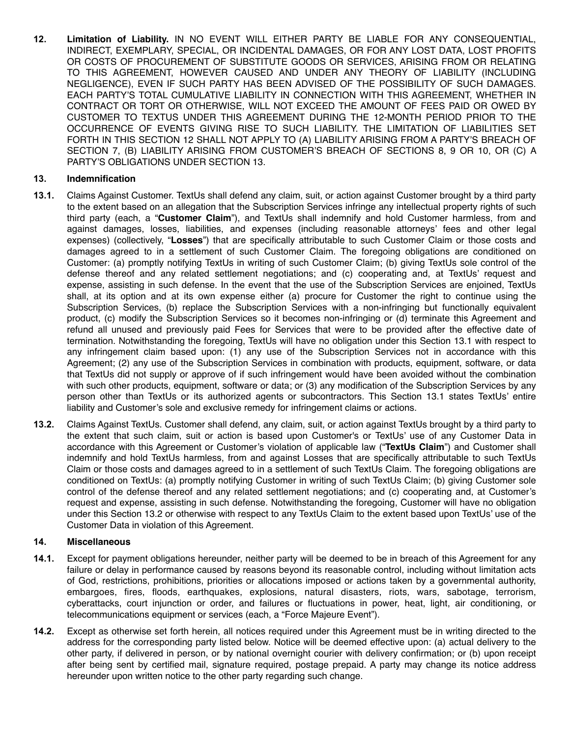**12. Limitation of Liability.** IN NO EVENT WILL EITHER PARTY BE LIABLE FOR ANY CONSEQUENTIAL, INDIRECT, EXEMPLARY, SPECIAL, OR INCIDENTAL DAMAGES, OR FOR ANY LOST DATA, LOST PROFITS OR COSTS OF PROCUREMENT OF SUBSTITUTE GOODS OR SERVICES, ARISING FROM OR RELATING TO THIS AGREEMENT, HOWEVER CAUSED AND UNDER ANY THEORY OF LIABILITY (INCLUDING NEGLIGENCE), EVEN IF SUCH PARTY HAS BEEN ADVISED OF THE POSSIBILITY OF SUCH DAMAGES. EACH PARTY'S TOTAL CUMULATIVE LIABILITY IN CONNECTION WITH THIS AGREEMENT, WHETHER IN CONTRACT OR TORT OR OTHERWISE, WILL NOT EXCEED THE AMOUNT OF FEES PAID OR OWED BY CUSTOMER TO TEXTUS UNDER THIS AGREEMENT DURING THE 12-MONTH PERIOD PRIOR TO THE OCCURRENCE OF EVENTS GIVING RISE TO SUCH LIABILITY. THE LIMITATION OF LIABILITIES SET FORTH IN THIS SECTION 12 SHALL NOT APPLY TO (A) LIABILITY ARISING FROM A PARTY'S BREACH OF SECTION 7, (B) LIABILITY ARISING FROM CUSTOMER'S BREACH OF SECTIONS 8, 9 OR 10, OR (C) A PARTY'S OBLIGATIONS UNDER SECTION 13.

**13. Indemnification**

**13.1.** Claims Against Customer. TextUs shall defend any claim, suit, or action against Customer brought by a third party to the extent based on an allegation that the Subscription Services infringe any intellectual property rights of such third party (each, a "**Customer Claim**"), and TextUs shall indemnify and hold Customer harmless, from and against damages, losses, liabilities, and expenses (including reasonable attorneys' fees and other legal expenses) (collectively, "**Losses**") that are specifically attributable to such Customer Claim or those costs and damages agreed to in a settlement of such Customer Claim. The foregoing obligations are conditioned on Customer: (a) promptly notifying TextUs in writing of such Customer Claim; (b) giving TextUs sole control of the defense thereof and any related settlement negotiations; and (c) cooperating and, at TextUs' request and expense, assisting in such defense. In the event that the use of the Subscription Services are enjoined, TextUs shall, at its option and at its own expense either (a) procure for Customer the right to continue using the Subscription Services, (b) replace the Subscription Services with a non-infringing but functionally equivalent product, (c) modify the Subscription Services so it becomes non-infringing or (d) terminate this Agreement and refund all unused and previously paid Fees for Services that were to be provided after the effective date of termination. Notwithstanding the foregoing, TextUs will have no obligation under this Section 13.1 with respect to any infringement claim based upon: (1) any use of the Subscription Services not in accordance with this Agreement; (2) any use of the Subscription Services in combination with products, equipment, software, or data that TextUs did not supply or approve of if such infringement would have been avoided without the combination with such other products, equipment, software or data; or (3) any modification of the Subscription Services by any person other than TextUs or its authorized agents or subcontractors. This Section 13.1 states TextUs' entire liability and Customer's sole and exclusive remedy for infringement claims or actions.

**13.2.** Claims Against TextUs. Customer shall defend, any claim, suit, or action against TextUs brought by a third party to the extent that such claim, suit or action is based upon Customer's or TextUs' use of any Customer Data in accordance with this Agreement or Customer's violation of applicable law ("**TextUs Claim**") and Customer shall indemnify and hold TextUs harmless, from and against Losses that are specifically attributable to such TextUs Claim or those costs and damages agreed to in a settlement of such TextUs Claim. The foregoing obligations are conditioned on TextUs: (a) promptly notifying Customer in writing of such TextUs Claim; (b) giving Customer sole control of the defense thereof and any related settlement negotiations; and (c) cooperating and, at Customer's request and expense, assisting in such defense. Notwithstanding the foregoing, Customer will have no obligation under this Section 13.2 or otherwise with respect to any TextUs Claim to the extent based upon TextUs' use of the Customer Data in violation of this Agreement.

**14. Miscellaneous**

**14.1.** Except for payment obligations hereunder, neither party will be deemed to be in breach of this Agreement for any failure or delay in performance caused by reasons beyond its reasonable control, including without limitation acts of God, restrictions, prohibitions, priorities or allocations imposed or actions taken by a governmental authority, embargoes, fires, floods, earthquakes, explosions, natural disasters, riots, wars, sabotage, terrorism, cyberattacks, court injunction or order, and failures or fluctuations in power, heat, light, air conditioning, or telecommunications equipment or services (each, a "Force Majeure Event").

**14.2.** Except as otherwise set forth herein, all notices required under this Agreement must be in writing directed to the address for the corresponding party listed below. Notice will be deemed effective upon: (a) actual delivery to the other party, if delivered in person, or by national overnight courier with delivery confirmation; or (b) upon receipt after being sent by certified mail, signature required, postage prepaid. A party may change its notice address hereunder upon written notice to the other party regarding such change.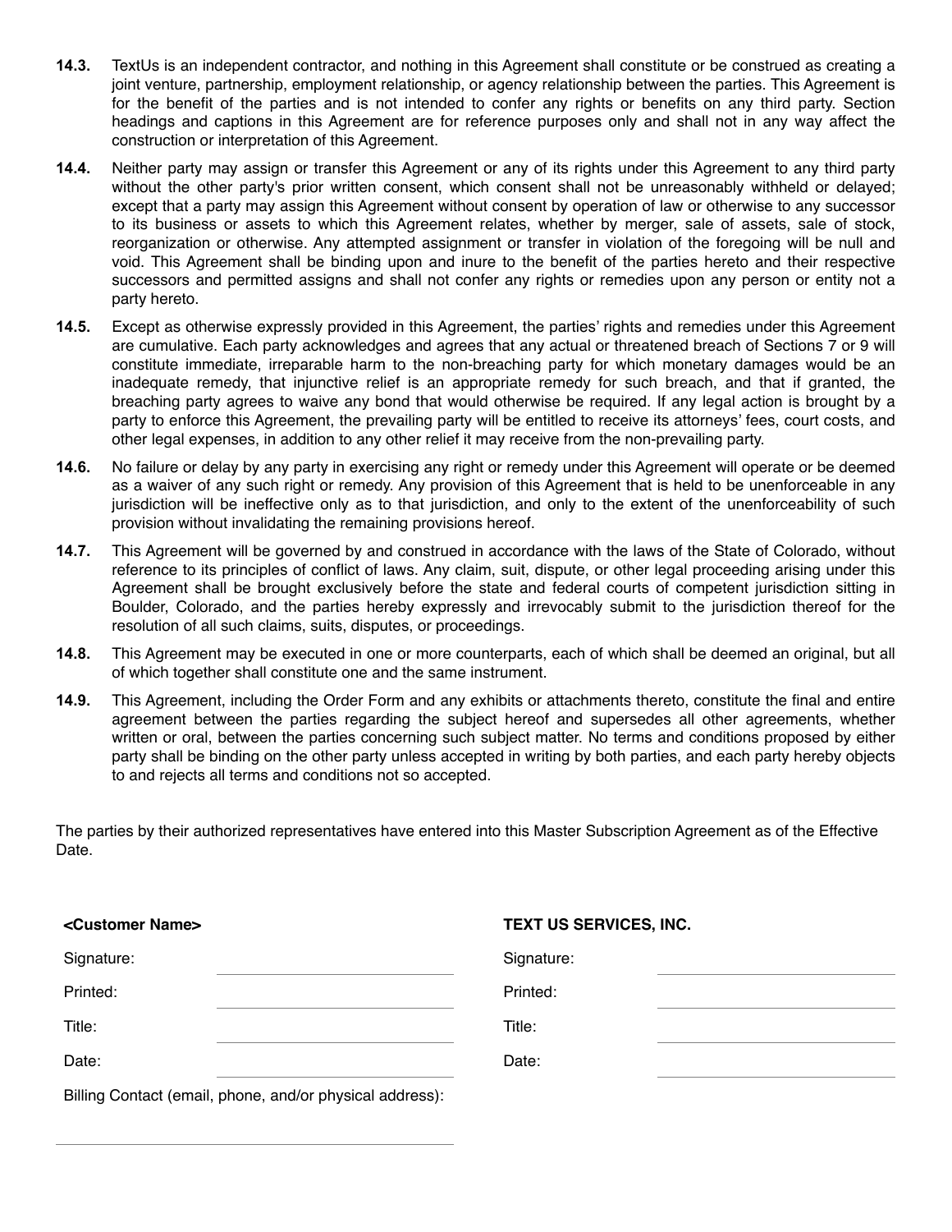**14.3.** TextUs is an independent contractor, and nothing in this Agreement shall constitute or be construed as creating a joint venture, partnership, employment relationship, or agency relationship between the parties. This Agreement is for the benefit of the parties and is not intended to confer any rights or benefits on any third party. Section headings and captions in this Agreement are for reference purposes only and shall not in any way affect the construction or interpretation of this Agreement.

**14.4.** Neither party may assign or transfer this Agreement or any of its rights under this Agreement to any third party without the other party's prior written consent, which consent shall not be unreasonably withheld or delayed; except that a party may assign this Agreement without consent by operation of law or otherwise to any successor to its business or assets to which this Agreement relates, whether by merger, sale of assets, sale of stock, reorganization or otherwise. Any attempted assignment or transfer in violation of the foregoing will be null and void. This Agreement shall be binding upon and inure to the benefit of the parties hereto and their respective successors and permitted assigns and shall not confer any rights or remedies upon any person or entity not a party hereto.

**14.5.** Except as otherwise expressly provided in this Agreement, the parties' rights and remedies under this Agreement are cumulative. Each party acknowledges and agrees that any actual or threatened breach of Sections 7 or 9 will constitute immediate, irreparable harm to the non-breaching party for which monetary damages would be an inadequate remedy, that injunctive relief is an appropriate remedy for such breach, and that if granted, the breaching party agrees to waive any bond that would otherwise be required. If any legal action is brought by a party to enforce this Agreement, the prevailing party will be entitled to receive its attorneys' fees, court costs, and other legal expenses, in addition to any other relief it may receive from the non-prevailing party.

**14.6.** No failure or delay by any party in exercising any right or remedy under this Agreement will operate or be deemed as a waiver of any such right or remedy. Any provision of this Agreement that is held to be unenforceable in any jurisdiction will be ineffective only as to that jurisdiction, and only to the extent of the unenforceability of such provision without invalidating the remaining provisions hereof.

**14.7.** This Agreement will be governed by and construed in accordance with the laws of the State of Colorado, without reference to its principles of conflict of laws. Any claim, suit, dispute, or other legal proceeding arising under this Agreement shall be brought exclusively before the state and federal courts of competent jurisdiction sitting in Boulder, Colorado, and the parties hereby expressly and irrevocably submit to the jurisdiction thereof for the resolution of all such claims, suits, disputes, or proceedings.

**14.8.** This Agreement may be executed in one or more counterparts, each of which shall be deemed an original, but all of which together shall constitute one and the same instrument.

**14.9.** This Agreement, including the Order Form and any exhibits or attachments thereto, constitute the final and entire agreement between the parties regarding the subject hereof and supersedes all other agreements, whether written or oral, between the parties concerning such subject matter. No terms and conditions proposed by either party shall be binding on the other party unless accepted in writing by both parties, and each party hereby objects to and rejects all terms and conditions not so accepted.

The parties by their authorized representatives have entered into this Master Subscription Agreement as of the Effective Date.

| **<Customer Name>** | | **TEXT US SERVICES, INC.** | |
|---|---|---|---|
| Signature: | | Signature: | |
| Printed: | | Printed: | |
| Title: | | Title: | |
| Date: | | Date: | |

Billing Contact (email, phone, and/or physical address):

_______________________________________________